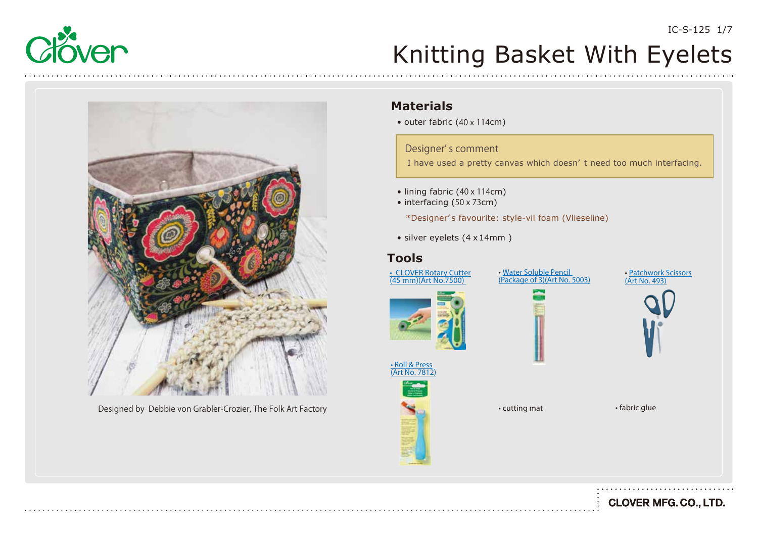# Knitting Basket With Eyelets

Designed by Debbie von Grabler-Crozier, The Folk Art Factory

## Materials

- outer fabric (40 x 114cm)

> **Designer' s comment**
> I have used a pretty canvas which doesn' t need too much interfacing.

- lining fabric (40 x 114cm)
- interfacing (50 x 73cm)

  *Designer' s favourite: style-vil foam (Vlieseline)

- silver eyelets (4 x 14mm )

## Tools

- CLOVER Rotary Cutter (45 mm)(Art No.7500)
- Water Soluble Pencil (Package of 3)(Art No. 5003)
- Patchwork Scissors (Art No. 493)
- Roll & Press (Art No. 7812)
- cutting mat
- fabric glue

CLOVER MFG. CO., LTD.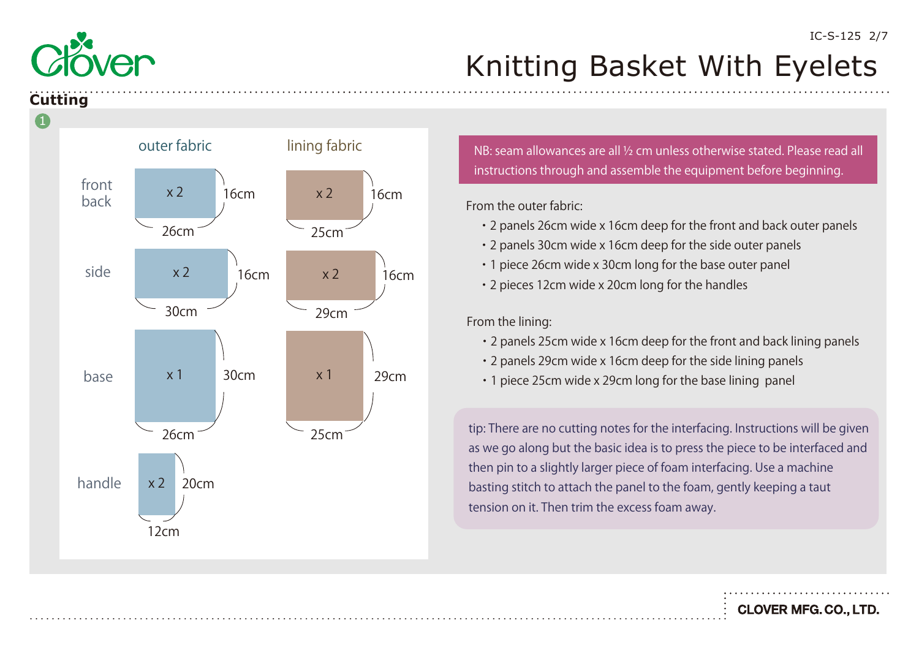# Knitting Basket With Eyelets

## Cutting

1

| | outer fabric | lining fabric |
|---|---|---|
| front / back | x 2 — 26cm × 16cm | x 2 — 25cm × 16cm |
| side | x 2 — 30cm × 16cm | x 2 — 29cm × 16cm |
| base | x 1 — 26cm × 30cm | x 1 — 25cm × 29cm |
| handle | x 2 — 12cm × 20cm | |

NB: seam allowances are all ½ cm unless otherwise stated. Please read all instructions through and assemble the equipment before beginning.

From the outer fabric:

- 2 panels 26cm wide x 16cm deep for the front and back outer panels
- 2 panels 30cm wide x 16cm deep for the side outer panels
- 1 piece 26cm wide x 30cm long for the base outer panel
- 2 pieces 12cm wide x 20cm long for the handles

From the lining:

- 2 panels 25cm wide x 16cm deep for the front and back lining panels
- 2 panels 29cm wide x 16cm deep for the side lining panels
- 1 piece 25cm wide x 29cm long for the base lining panel

tip: There are no cutting notes for the interfacing. Instructions will be given as we go along but the basic idea is to press the piece to be interfaced and then pin to a slightly larger piece of foam interfacing. Use a machine basting stitch to attach the panel to the foam, gently keeping a taut tension on it. Then trim the excess foam away.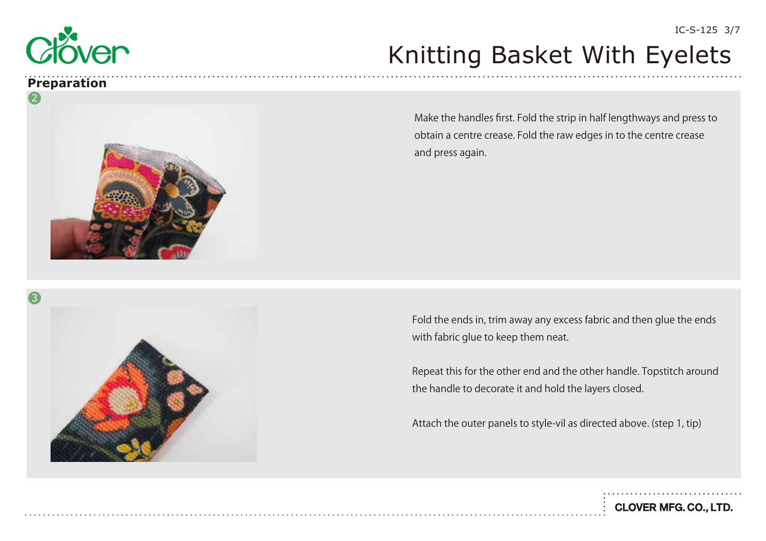## Preparation

2

Make the handles first. Fold the strip in half lengthways and press to obtain a centre crease. Fold the raw edges in to the centre crease and press again.

3

Fold the ends in, trim away any excess fabric and then glue the ends with fabric glue to keep them neat.

Repeat this for the other end and the other handle. Topstitch around the handle to decorate it and hold the layers closed.

Attach the outer panels to style-vil as directed above. (step 1, tip)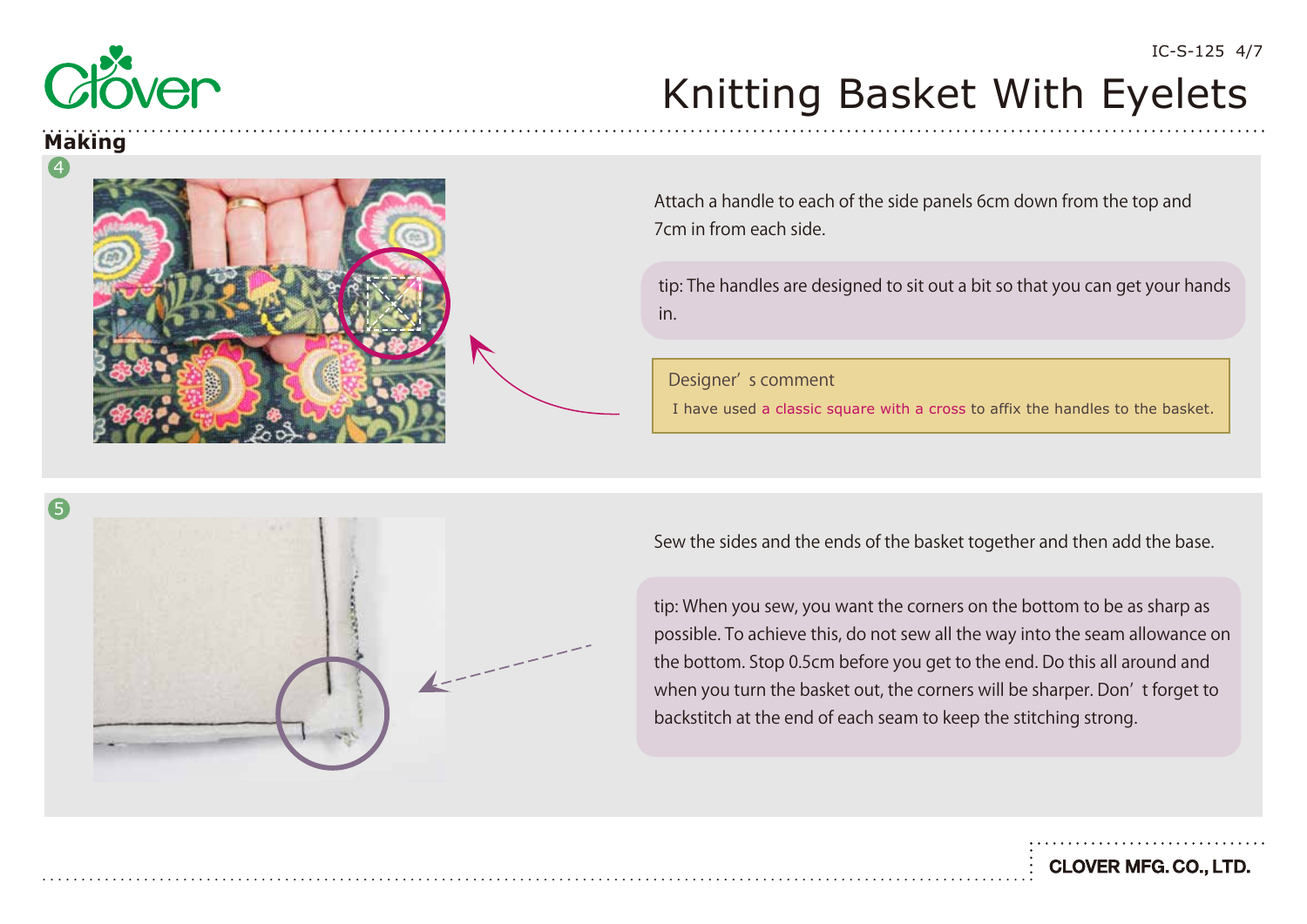## Making

4

Attach a handle to each of the side panels 6cm down from the top and 7cm in from each side.

tip: The handles are designed to sit out a bit so that you can get your hands in.

Designer’s comment

I have used a classic square with a cross to affix the handles to the basket.

5

Sew the sides and the ends of the basket together and then add the base.

tip: When you sew, you want the corners on the bottom to be as sharp as possible. To achieve this, do not sew all the way into the seam allowance on the bottom. Stop 0.5cm before you get to the end. Do this all around and when you turn the basket out, the corners will be sharper. Don’t forget to backstitch at the end of each seam to keep the stitching strong.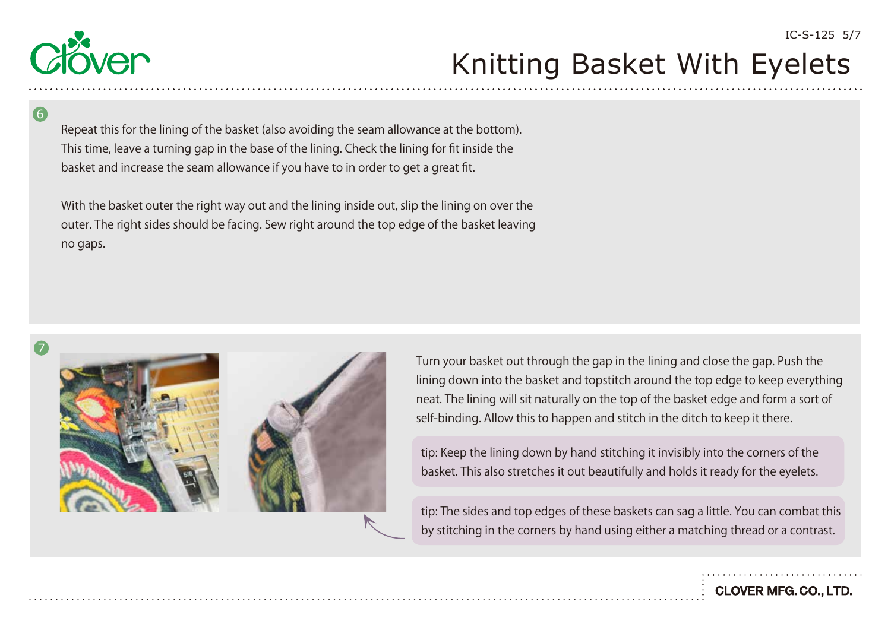6

Repeat this for the lining of the basket (also avoiding the seam allowance at the bottom). This time, leave a turning gap in the base of the lining. Check the lining for fit inside the basket and increase the seam allowance if you have to in order to get a great fit.

With the basket outer the right way out and the lining inside out, slip the lining on over the outer. The right sides should be facing. Sew right around the top edge of the basket leaving no gaps.

7

Turn your basket out through the gap in the lining and close the gap. Push the lining down into the basket and topstitch around the top edge to keep everything neat. The lining will sit naturally on the top of the basket edge and form a sort of self-binding. Allow this to happen and stitch in the ditch to keep it there.

tip: Keep the lining down by hand stitching it invisibly into the corners of the basket. This also stretches it out beautifully and holds it ready for the eyelets.

tip: The sides and top edges of these baskets can sag a little. You can combat this by stitching in the corners by hand using either a matching thread or a contrast.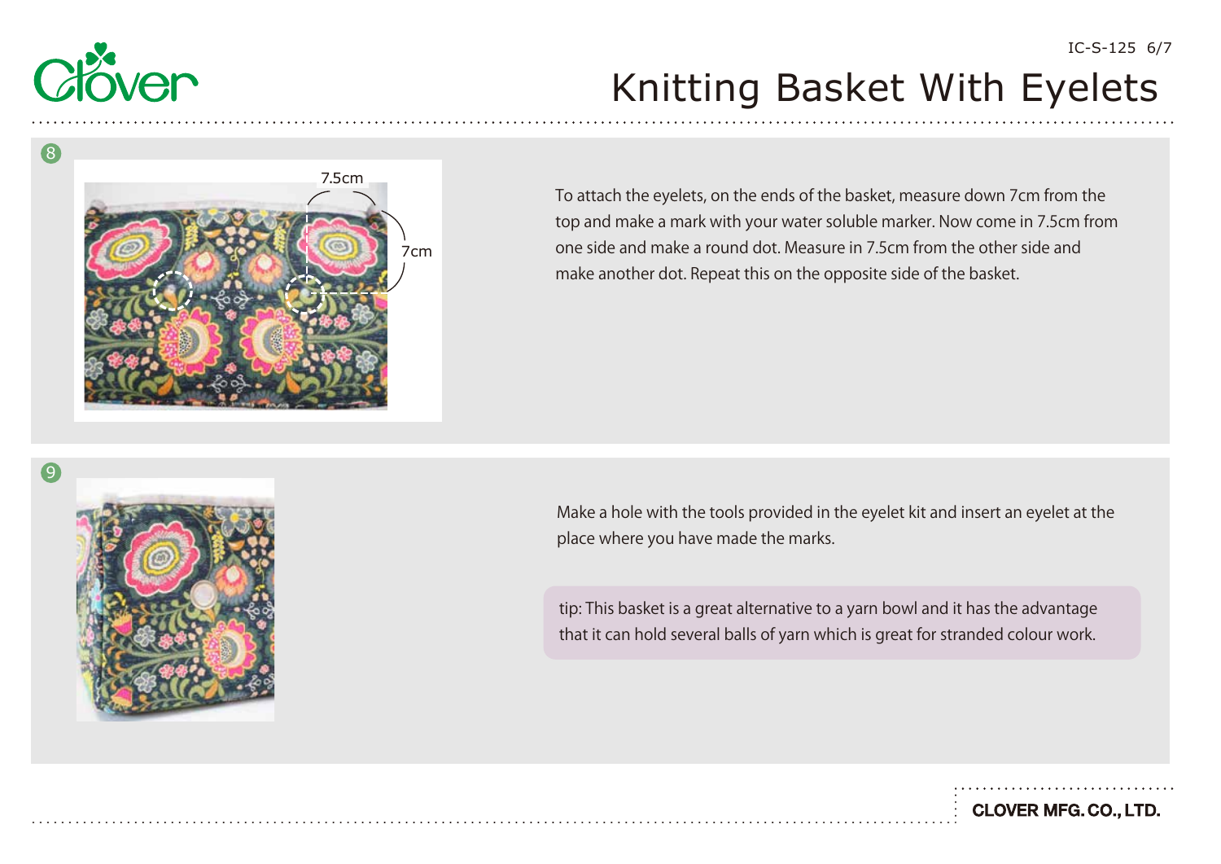# Knitting Basket With Eyelets

8

7.5cm

7cm

To attach the eyelets, on the ends of the basket, measure down 7cm from the top and make a mark with your water soluble marker. Now come in 7.5cm from one side and make a round dot. Measure in 7.5cm from the other side and make another dot. Repeat this on the opposite side of the basket.

9

Make a hole with the tools provided in the eyelet kit and insert an eyelet at the place where you have made the marks.

tip: This basket is a great alternative to a yarn bowl and it has the advantage that it can hold several balls of yarn which is great for stranded colour work.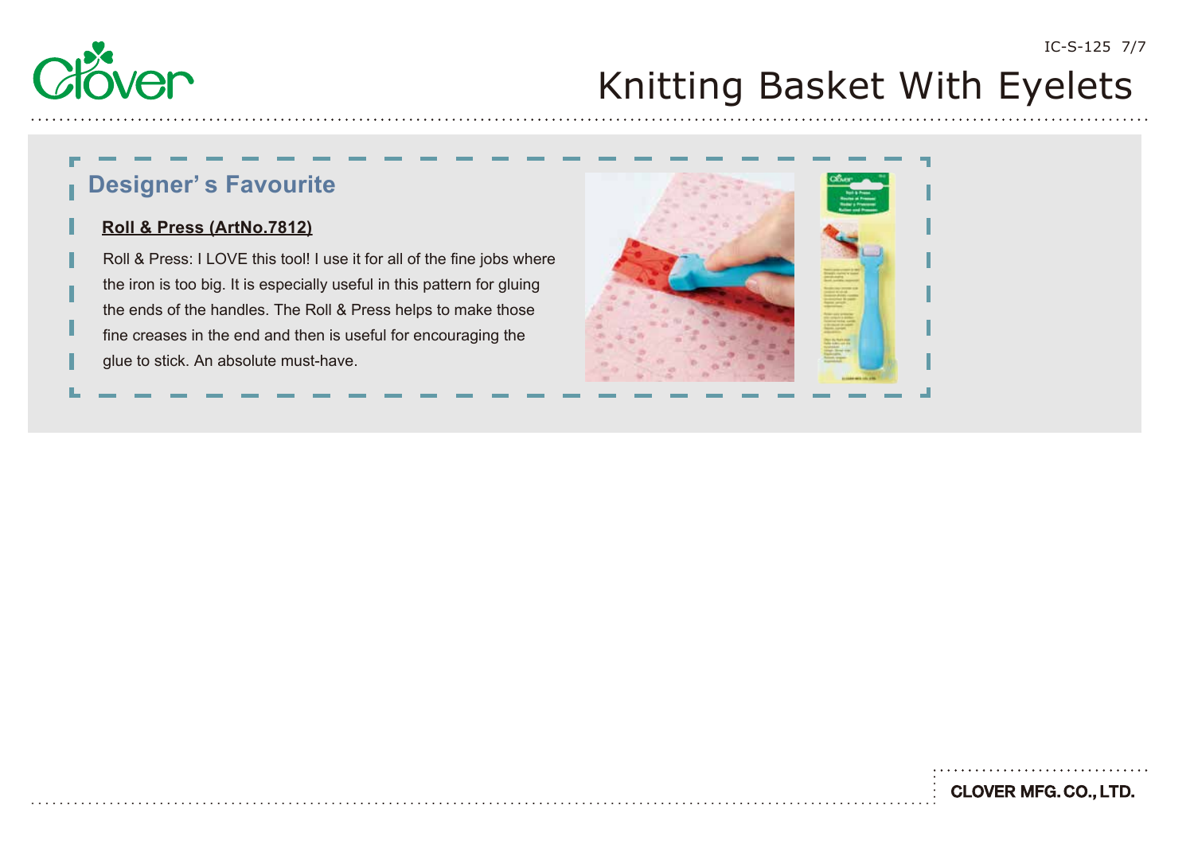# Knitting Basket With Eyelets

## Designer's Favourite

**Roll & Press (ArtNo.7812)**

Roll & Press: I LOVE this tool! I use it for all of the fine jobs where the iron is too big. It is especially useful in this pattern for gluing the ends of the handles. The Roll & Press helps to make those fine creases in the end and then is useful for encouraging the glue to stick. An absolute must-have.

CLOVER MFG. CO., LTD.